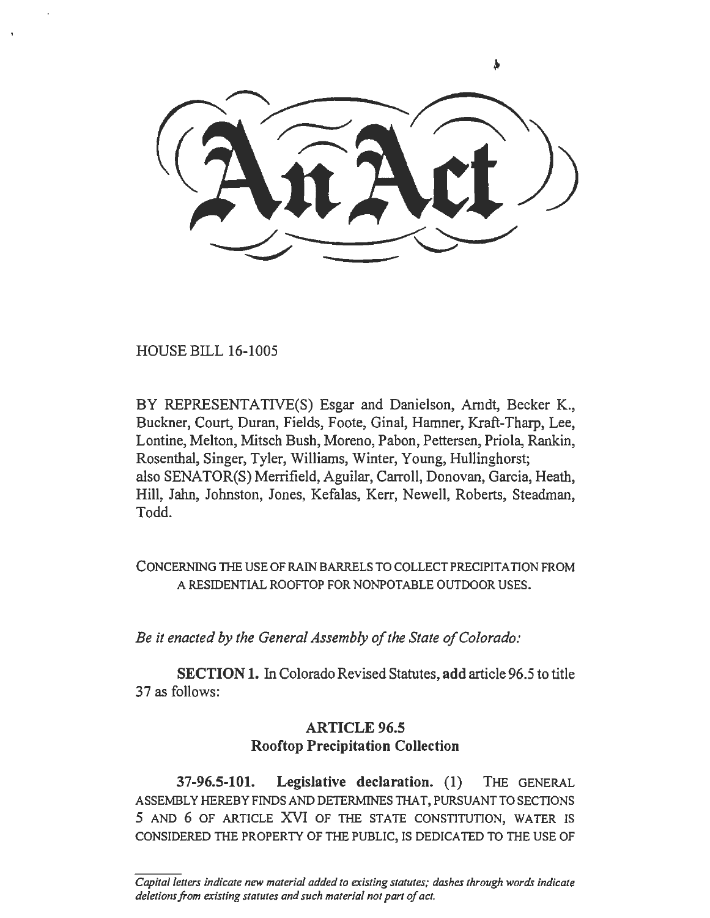# An Act

HOUSE BILL 16-1005

BY REPRESENTATIVE(S) Esgar and Danielson, Arndt, Becker K., Buckner, Court, Duran, Fields, Foote, Ginal, Hamner, Kraft-Tharp, Lee, Lontine, Melton, Mitsch Bush, Moreno, Pabon, Pettersen, Priola, Rankin, Rosenthal, Singer, Tyler, Williams, Winter, Young, Hullinghorst;
also SENATOR(S) Merrifield, Aguilar, Carroll, Donovan, Garcia, Heath, Hill, Jahn, Johnston, Jones, Kefalas, Kerr, Newell, Roberts, Steadman, Todd.

CONCERNING THE USE OF RAIN BARRELS TO COLLECT PRECIPITATION FROM A RESIDENTIAL ROOFTOP FOR NONPOTABLE OUTDOOR USES.

*Be it enacted by the General Assembly of the State of Colorado:*

**SECTION 1.** In Colorado Revised Statutes, **add** article 96.5 to title 37 as follows:

## ARTICLE 96.5
## Rooftop Precipitation Collection

**37-96.5-101. Legislative declaration.** (1) THE GENERAL ASSEMBLY HEREBY FINDS AND DETERMINES THAT, PURSUANT TO SECTIONS 5 AND 6 OF ARTICLE XVI OF THE STATE CONSTITUTION, WATER IS CONSIDERED THE PROPERTY OF THE PUBLIC, IS DEDICATED TO THE USE OF

*Capital letters indicate new material added to existing statutes; dashes through words indicate deletions from existing statutes and such material not part of act.*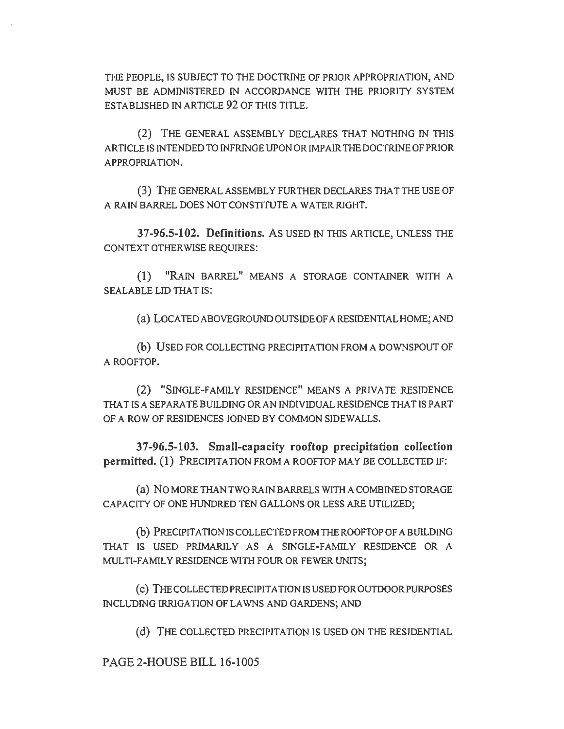THE PEOPLE, IS SUBJECT TO THE DOCTRINE OF PRIOR APPROPRIATION, AND MUST BE ADMINISTERED IN ACCORDANCE WITH THE PRIORITY SYSTEM ESTABLISHED IN ARTICLE 92 OF THIS TITLE.

(2) THE GENERAL ASSEMBLY DECLARES THAT NOTHING IN THIS ARTICLE IS INTENDED TO INFRINGE UPON OR IMPAIR THE DOCTRINE OF PRIOR APPROPRIATION.

(3) THE GENERAL ASSEMBLY FURTHER DECLARES THAT THE USE OF A RAIN BARREL DOES NOT CONSTITUTE A WATER RIGHT.

**37-96.5-102. Definitions.** AS USED IN THIS ARTICLE, UNLESS THE CONTEXT OTHERWISE REQUIRES:

(1) "RAIN BARREL" MEANS A STORAGE CONTAINER WITH A SEALABLE LID THAT IS:

(a) LOCATED ABOVEGROUND OUTSIDE OF A RESIDENTIAL HOME; AND

(b) USED FOR COLLECTING PRECIPITATION FROM A DOWNSPOUT OF A ROOFTOP.

(2) "SINGLE-FAMILY RESIDENCE" MEANS A PRIVATE RESIDENCE THAT IS A SEPARATE BUILDING OR AN INDIVIDUAL RESIDENCE THAT IS PART OF A ROW OF RESIDENCES JOINED BY COMMON SIDEWALLS.

**37-96.5-103. Small-capacity rooftop precipitation collection permitted.** (1) PRECIPITATION FROM A ROOFTOP MAY BE COLLECTED IF:

(a) NO MORE THAN TWO RAIN BARRELS WITH A COMBINED STORAGE CAPACITY OF ONE HUNDRED TEN GALLONS OR LESS ARE UTILIZED;

(b) PRECIPITATION IS COLLECTED FROM THE ROOFTOP OF A BUILDING THAT IS USED PRIMARILY AS A SINGLE-FAMILY RESIDENCE OR A MULTI-FAMILY RESIDENCE WITH FOUR OR FEWER UNITS;

(c) THE COLLECTED PRECIPITATION IS USED FOR OUTDOOR PURPOSES INCLUDING IRRIGATION OF LAWNS AND GARDENS; AND

(d) THE COLLECTED PRECIPITATION IS USED ON THE RESIDENTIAL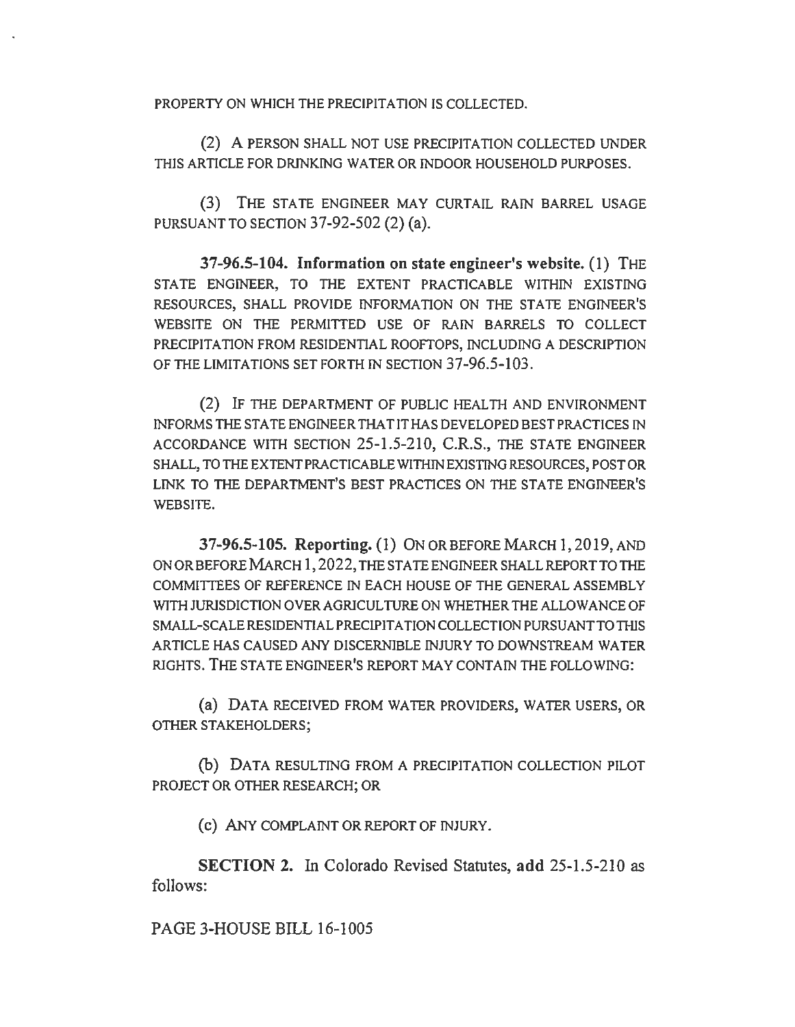PROPERTY ON WHICH THE PRECIPITATION IS COLLECTED.

(2) A PERSON SHALL NOT USE PRECIPITATION COLLECTED UNDER THIS ARTICLE FOR DRINKING WATER OR INDOOR HOUSEHOLD PURPOSES.

(3) THE STATE ENGINEER MAY CURTAIL RAIN BARREL USAGE PURSUANT TO SECTION 37-92-502 (2) (a).

**37-96.5-104. Information on state engineer's website.** (1) THE STATE ENGINEER, TO THE EXTENT PRACTICABLE WITHIN EXISTING RESOURCES, SHALL PROVIDE INFORMATION ON THE STATE ENGINEER'S WEBSITE ON THE PERMITTED USE OF RAIN BARRELS TO COLLECT PRECIPITATION FROM RESIDENTIAL ROOFTOPS, INCLUDING A DESCRIPTION OF THE LIMITATIONS SET FORTH IN SECTION 37-96.5-103.

(2) IF THE DEPARTMENT OF PUBLIC HEALTH AND ENVIRONMENT INFORMS THE STATE ENGINEER THAT IT HAS DEVELOPED BEST PRACTICES IN ACCORDANCE WITH SECTION 25-1.5-210, C.R.S., THE STATE ENGINEER SHALL, TO THE EXTENT PRACTICABLE WITHIN EXISTING RESOURCES, POST OR LINK TO THE DEPARTMENT'S BEST PRACTICES ON THE STATE ENGINEER'S WEBSITE.

**37-96.5-105. Reporting.** (1) ON OR BEFORE MARCH 1, 2019, AND ON OR BEFORE MARCH 1, 2022, THE STATE ENGINEER SHALL REPORT TO THE COMMITTEES OF REFERENCE IN EACH HOUSE OF THE GENERAL ASSEMBLY WITH JURISDICTION OVER AGRICULTURE ON WHETHER THE ALLOWANCE OF SMALL-SCALE RESIDENTIAL PRECIPITATION COLLECTION PURSUANT TO THIS ARTICLE HAS CAUSED ANY DISCERNIBLE INJURY TO DOWNSTREAM WATER RIGHTS. THE STATE ENGINEER'S REPORT MAY CONTAIN THE FOLLOWING:

(a) DATA RECEIVED FROM WATER PROVIDERS, WATER USERS, OR OTHER STAKEHOLDERS;

(b) DATA RESULTING FROM A PRECIPITATION COLLECTION PILOT PROJECT OR OTHER RESEARCH; OR

(c) ANY COMPLAINT OR REPORT OF INJURY.

**SECTION 2.** In Colorado Revised Statutes, **add** 25-1.5-210 as follows: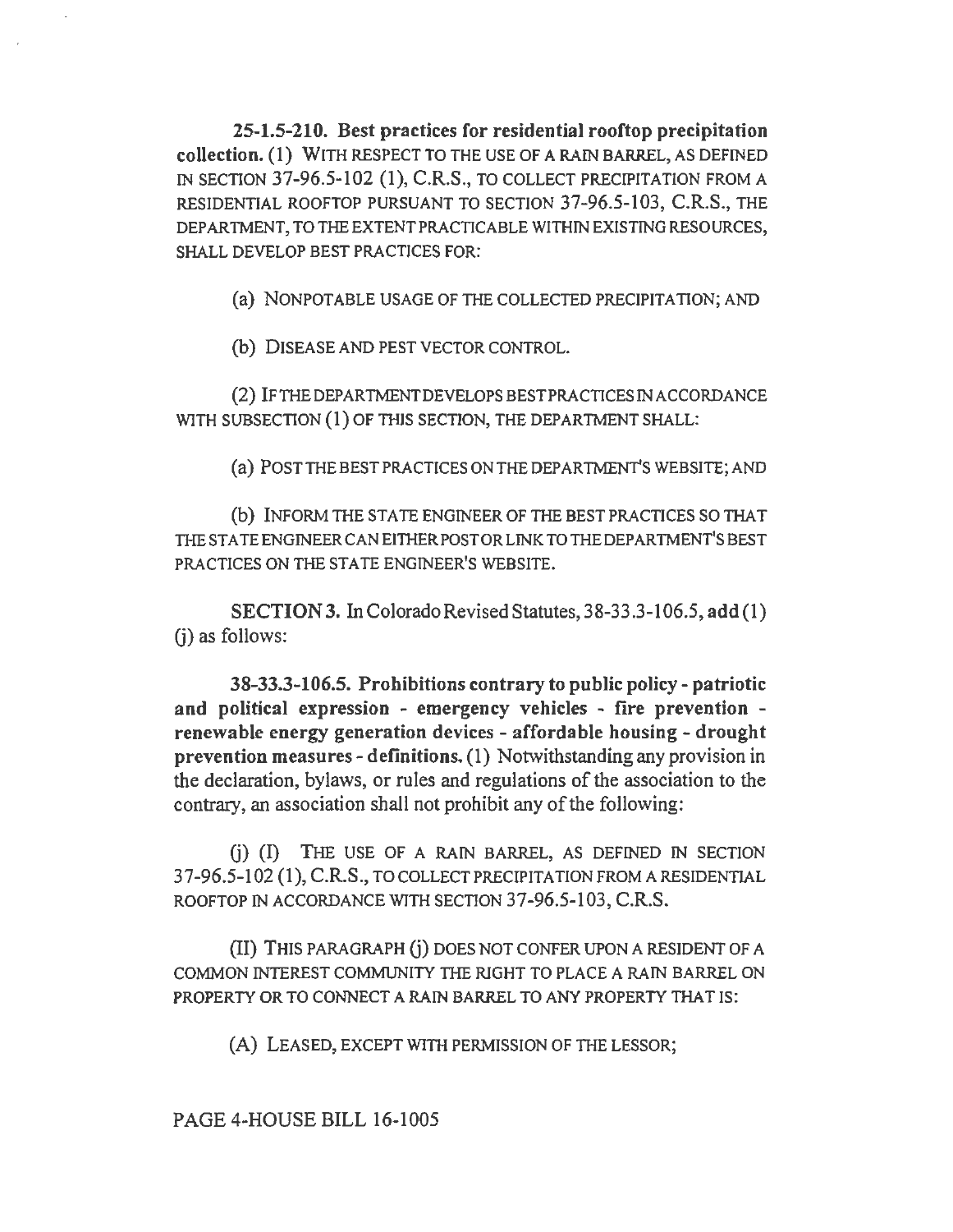**25-1.5-210. Best practices for residential rooftop precipitation collection.** (1) WITH RESPECT TO THE USE OF A RAIN BARREL, AS DEFINED IN SECTION 37-96.5-102 (1), C.R.S., TO COLLECT PRECIPITATION FROM A RESIDENTIAL ROOFTOP PURSUANT TO SECTION 37-96.5-103, C.R.S., THE DEPARTMENT, TO THE EXTENT PRACTICABLE WITHIN EXISTING RESOURCES, SHALL DEVELOP BEST PRACTICES FOR:

(a) NONPOTABLE USAGE OF THE COLLECTED PRECIPITATION; AND

(b) DISEASE AND PEST VECTOR CONTROL.

(2) IF THE DEPARTMENT DEVELOPS BEST PRACTICES IN ACCORDANCE WITH SUBSECTION (1) OF THIS SECTION, THE DEPARTMENT SHALL:

(a) POST THE BEST PRACTICES ON THE DEPARTMENT'S WEBSITE; AND

(b) INFORM THE STATE ENGINEER OF THE BEST PRACTICES SO THAT THE STATE ENGINEER CAN EITHER POST OR LINK TO THE DEPARTMENT'S BEST PRACTICES ON THE STATE ENGINEER'S WEBSITE.

**SECTION 3.** In Colorado Revised Statutes, 38-33.3-106.5, **add** (1) (j) as follows:

**38-33.3-106.5. Prohibitions contrary to public policy - patriotic and political expression - emergency vehicles - fire prevention - renewable energy generation devices - affordable housing - drought prevention measures - definitions.** (1) Notwithstanding any provision in the declaration, bylaws, or rules and regulations of the association to the contrary, an association shall not prohibit any of the following:

(j) (I) THE USE OF A RAIN BARREL, AS DEFINED IN SECTION 37-96.5-102 (1), C.R.S., TO COLLECT PRECIPITATION FROM A RESIDENTIAL ROOFTOP IN ACCORDANCE WITH SECTION 37-96.5-103, C.R.S.

(II) THIS PARAGRAPH (j) DOES NOT CONFER UPON A RESIDENT OF A COMMON INTEREST COMMUNITY THE RIGHT TO PLACE A RAIN BARREL ON PROPERTY OR TO CONNECT A RAIN BARREL TO ANY PROPERTY THAT IS:

(A) LEASED, EXCEPT WITH PERMISSION OF THE LESSOR;

PAGE 4-HOUSE BILL 16-1005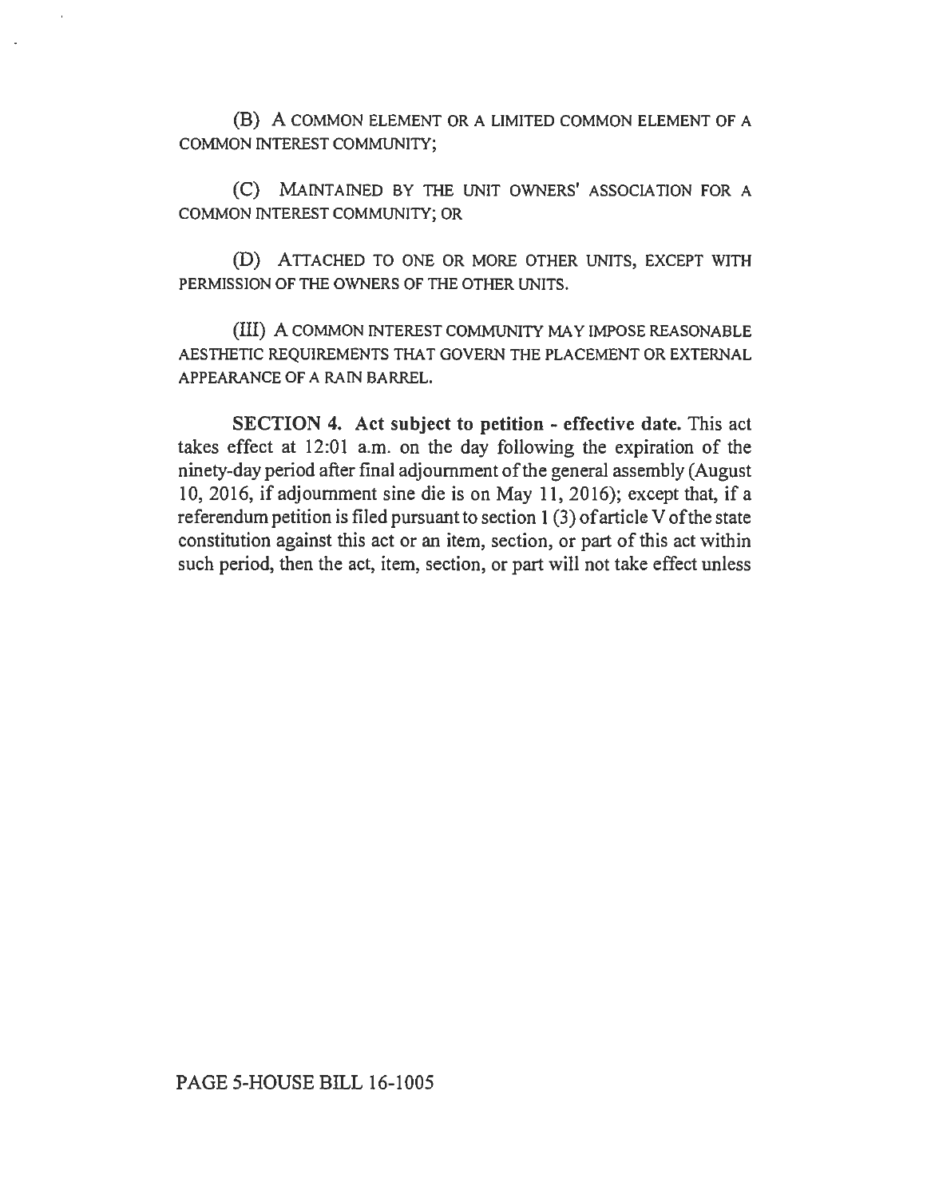(B) A COMMON ELEMENT OR A LIMITED COMMON ELEMENT OF A COMMON INTEREST COMMUNITY;

(C) MAINTAINED BY THE UNIT OWNERS' ASSOCIATION FOR A COMMON INTEREST COMMUNITY; OR

(D) ATTACHED TO ONE OR MORE OTHER UNITS, EXCEPT WITH PERMISSION OF THE OWNERS OF THE OTHER UNITS.

(III) A COMMON INTEREST COMMUNITY MAY IMPOSE REASONABLE AESTHETIC REQUIREMENTS THAT GOVERN THE PLACEMENT OR EXTERNAL APPEARANCE OF A RAIN BARREL.

**SECTION 4. Act subject to petition - effective date.** This act takes effect at 12:01 a.m. on the day following the expiration of the ninety-day period after final adjournment of the general assembly (August 10, 2016, if adjournment sine die is on May 11, 2016); except that, if a referendum petition is filed pursuant to section 1 (3) of article V of the state constitution against this act or an item, section, or part of this act within such period, then the act, item, section, or part will not take effect unless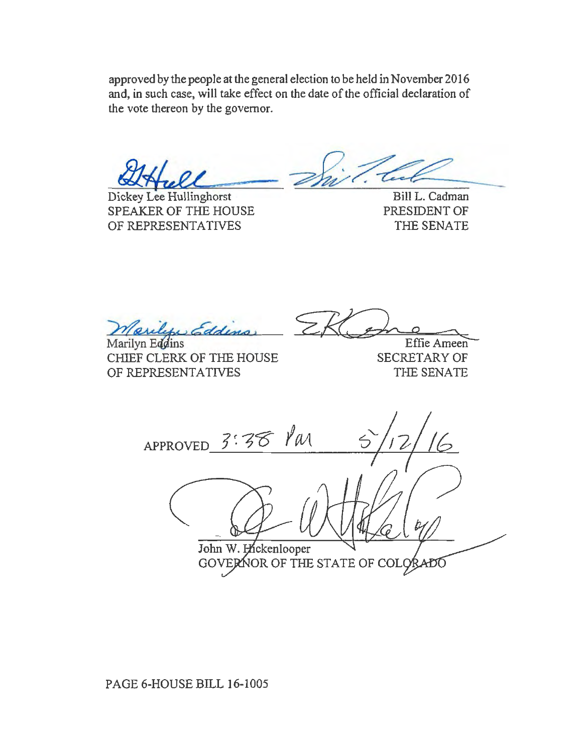approved by the people at the general election to be held in November 2016 and, in such case, will take effect on the date of the official declaration of the vote thereon by the governor.

Dickey Lee Hullinghorst
SPEAKER OF THE HOUSE
OF REPRESENTATIVES

Bill L. Cadman
PRESIDENT OF
THE SENATE

Marilyn Eddins
CHIEF CLERK OF THE HOUSE
OF REPRESENTATIVES

Effie Ameen
SECRETARY OF
THE SENATE

APPROVED 3:38 PM 5/12/16

John W. Hickenlooper
GOVERNOR OF THE STATE OF COLORADO

PAGE 6-HOUSE BILL 16-1005